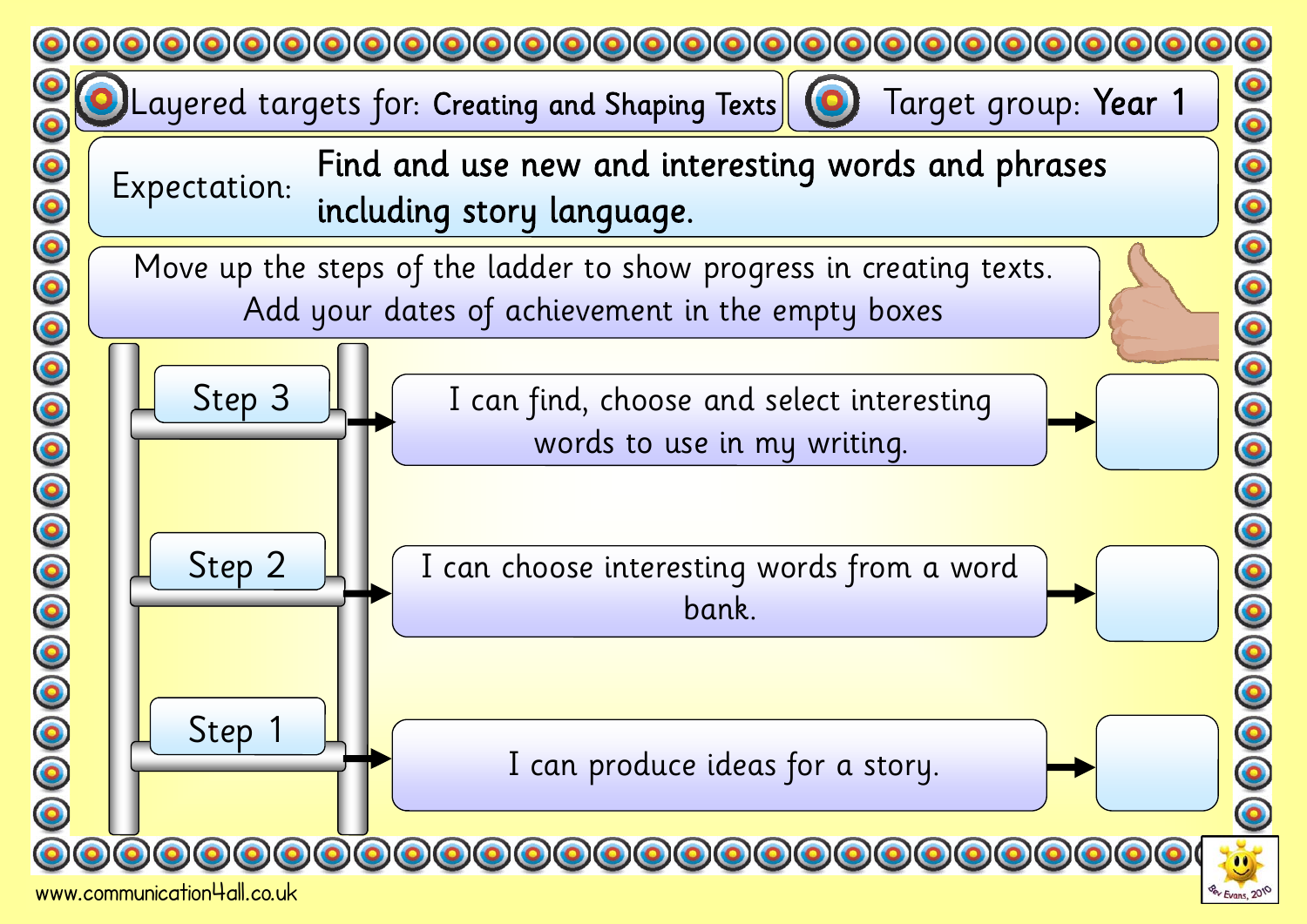# Layered targets for: Creating and Shaping Texts

**Target group: Year 1**

**Expectation:** Find and use new and interesting words and phrases including story language.

Move up the steps of the ladder to show progress in creating texts.
Add your dates of achievement in the empty boxes

| Step | Target | Date of achievement |
| --- | --- | --- |
| Step 3 | I can find, choose and select interesting words to use in my writing. | |
| Step 2 | I can choose interesting words from a word bank. | |
| Step 1 | I can produce ideas for a story. | |

www.communication4all.co.uk

Bev Evans, 2010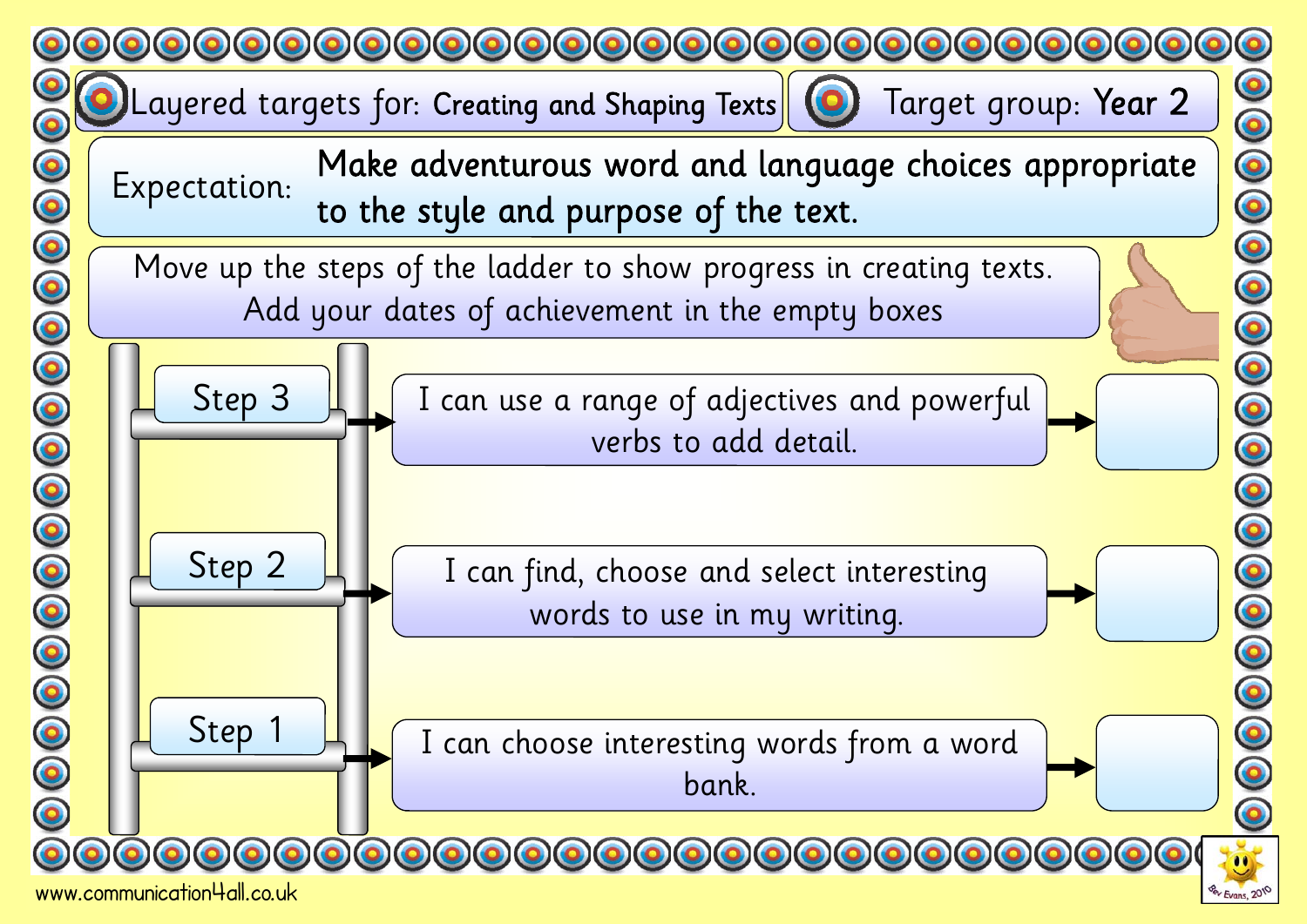# Layered targets for: Creating and Shaping Texts

**Target group: Year 2**

**Expectation:** **Make adventurous word and language choices appropriate to the style and purpose of the text.**

Move up the steps of the ladder to show progress in creating texts.
Add your dates of achievement in the empty boxes

| Step | Target | Date of achievement |
| --- | --- | --- |
| Step 3 | I can use a range of adjectives and powerful verbs to add detail. | |
| Step 2 | I can find, choose and select interesting words to use in my writing. | |
| Step 1 | I can choose interesting words from a word bank. | |

www.communication4all.co.uk

Bev Evans, 2010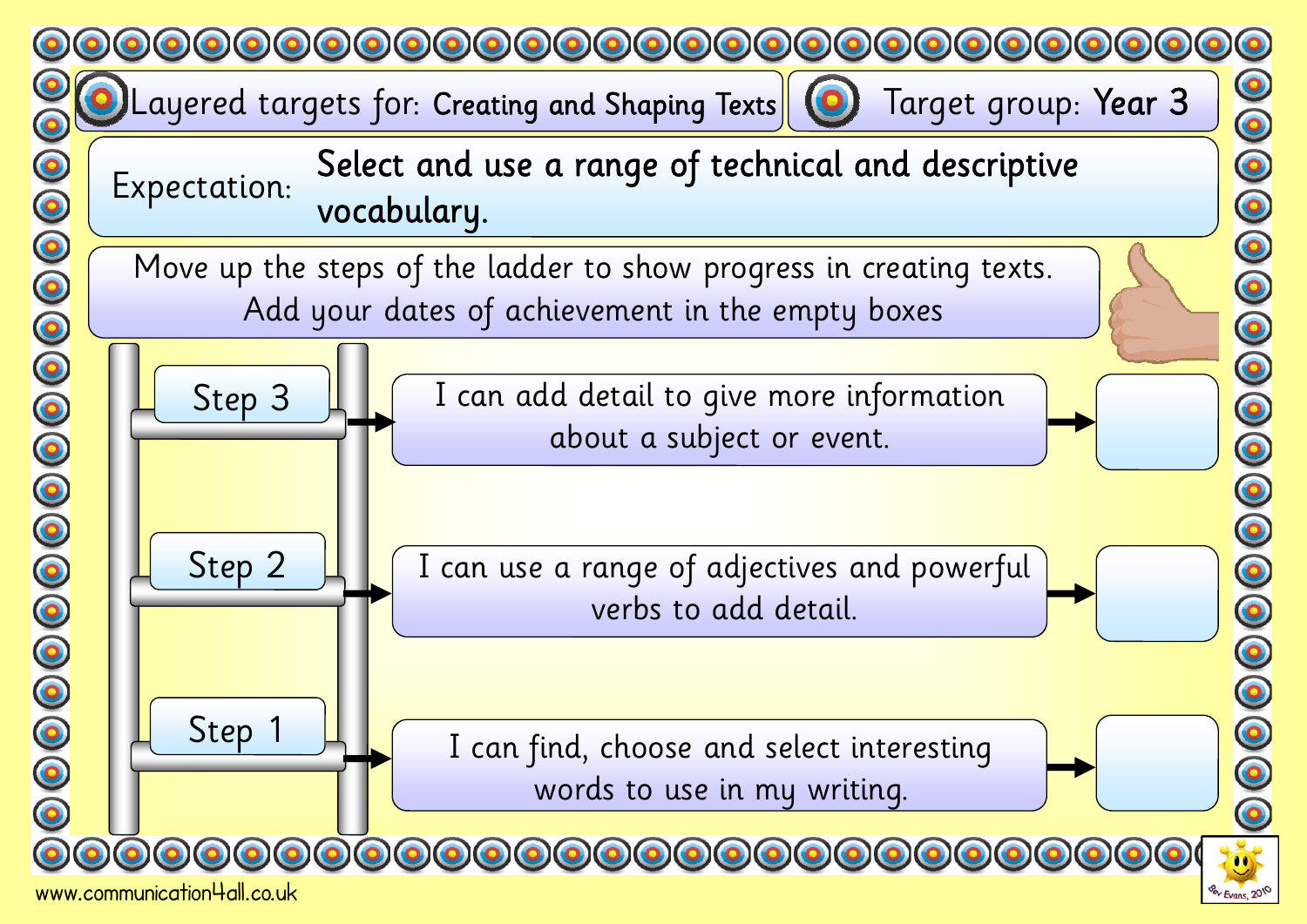Layered targets for: **Creating and Shaping Texts**

Target group: **Year 3**

Expectation: **Select and use a range of technical and descriptive vocabulary.**

Move up the steps of the ladder to show progress in creating texts.
Add your dates of achievement in the empty boxes

| Step | Target | Date of achievement |
| --- | --- | --- |
| Step 3 | I can add detail to give more information about a subject or event. | |
| Step 2 | I can use a range of adjectives and powerful verbs to add detail. | |
| Step 1 | I can find, choose and select interesting words to use in my writing. | |

www.communication4all.co.uk

Bev Evans, 2010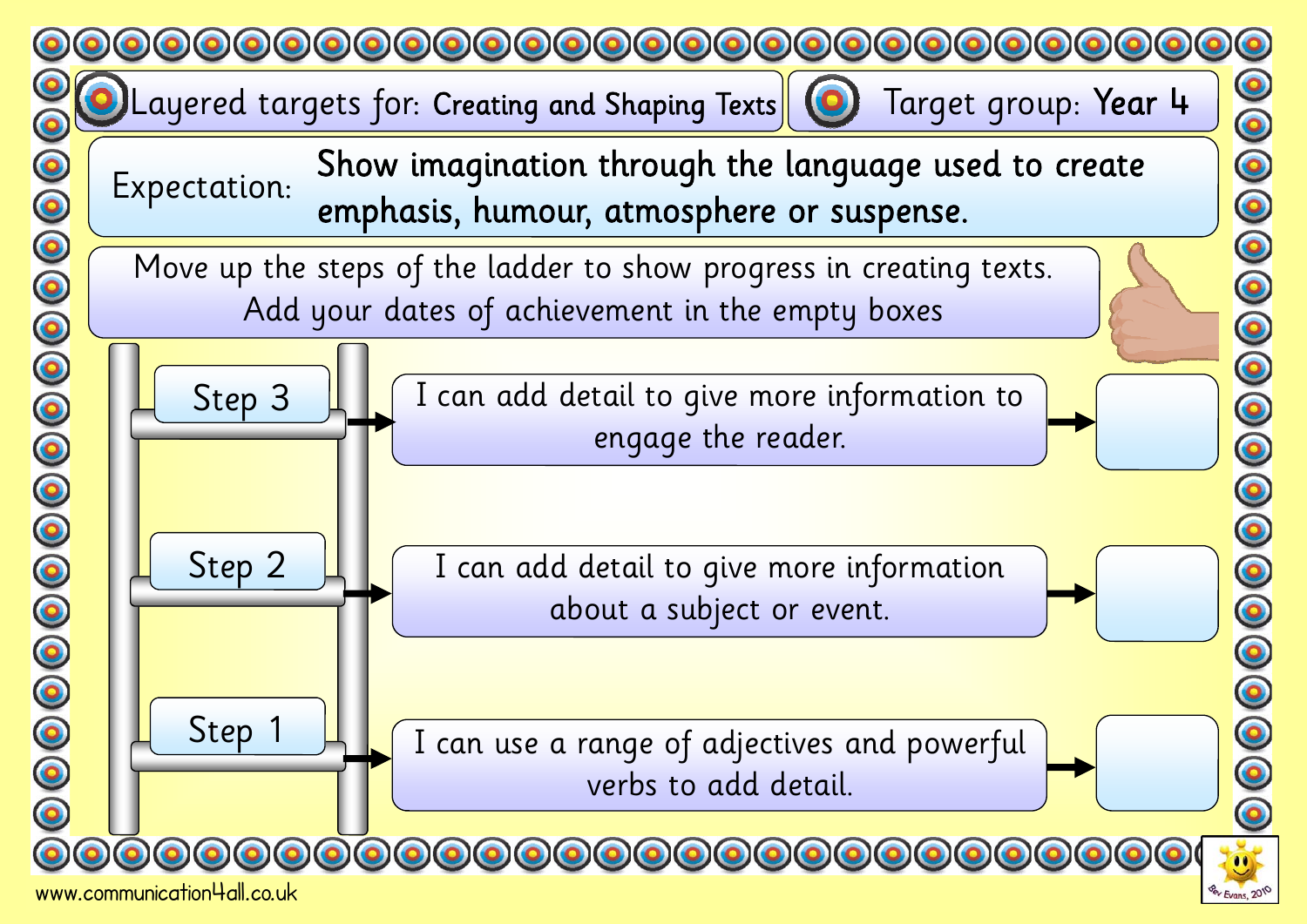Layered targets for: **Creating and Shaping Texts**

Target group: **Year 4**

Expectation: **Show imagination through the language used to create emphasis, humour, atmosphere or suspense.**

Move up the steps of the ladder to show progress in creating texts.
Add your dates of achievement in the empty boxes

| Step | Target | Date of achievement |
| --- | --- | --- |
| Step 3 | I can add detail to give more information to engage the reader. | |
| Step 2 | I can add detail to give more information about a subject or event. | |
| Step 1 | I can use a range of adjectives and powerful verbs to add detail. | |

www.communication4all.co.uk

Bev Evans, 2010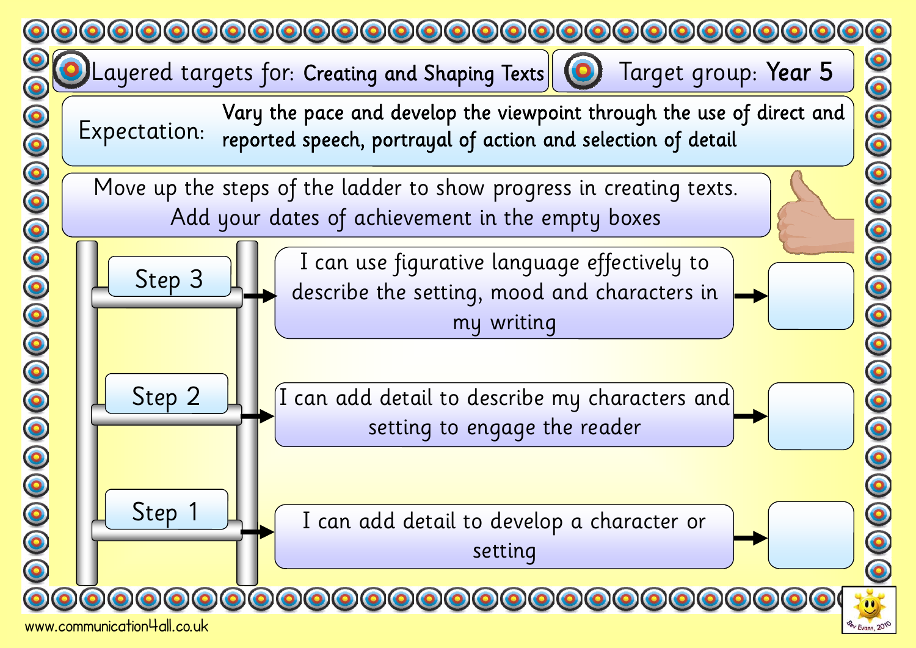## Layered targets for: Creating and Shaping Texts

## Target group: **Year 5**

Expectation: **Vary the pace and develop the viewpoint through the use of direct and reported speech, portrayal of action and selection of detail**

Move up the steps of the ladder to show progress in creating texts.
Add your dates of achievement in the empty boxes

| Step | Target | Date of achievement |
|---|---|---|
| Step 3 | I can use figurative language effectively to describe the setting, mood and characters in my writing | |
| Step 2 | I can add detail to describe my characters and setting to engage the reader | |
| Step 1 | I can add detail to develop a character or setting | |

www.communication4all.co.uk

Bev Evans, 2010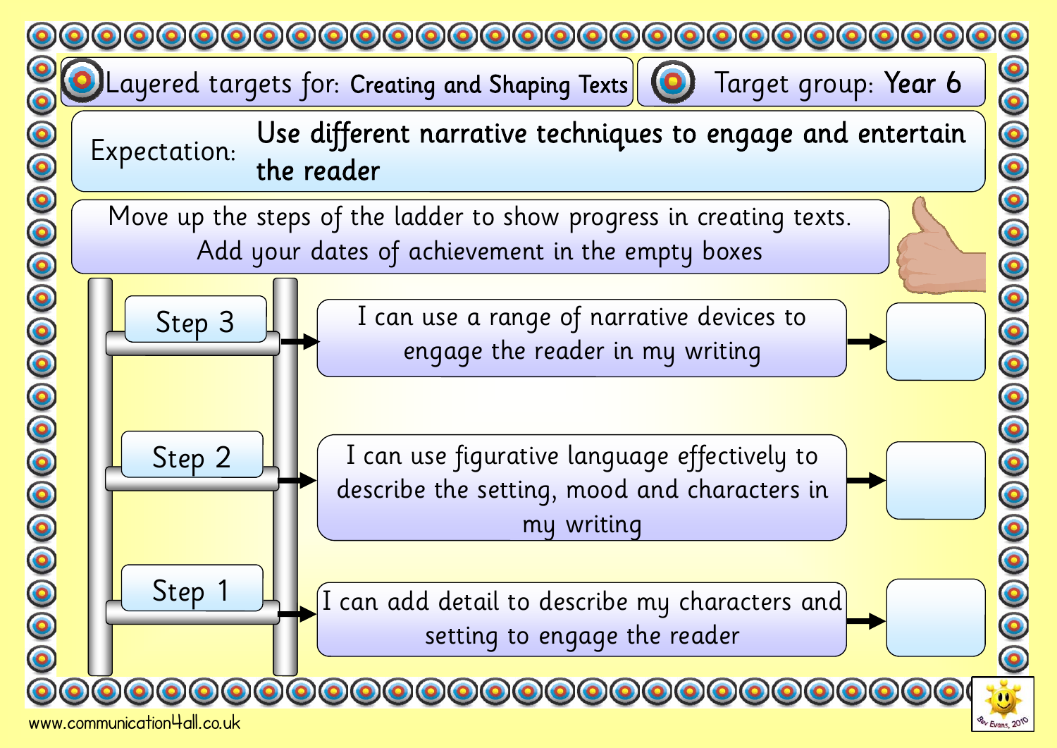Layered targets for: **Creating and Shaping Texts**

Target group: **Year 6**

Expectation: **Use different narrative techniques to engage and entertain the reader**

Move up the steps of the ladder to show progress in creating texts. Add your dates of achievement in the empty boxes

| | | |
|---|---|---|
| Step 3 | I can use a range of narrative devices to engage the reader in my writing | |
| Step 2 | I can use figurative language effectively to describe the setting, mood and characters in my writing | |
| Step 1 | I can add detail to describe my characters and setting to engage the reader | |

www.communication4all.co.uk

Bev Evans, 2010